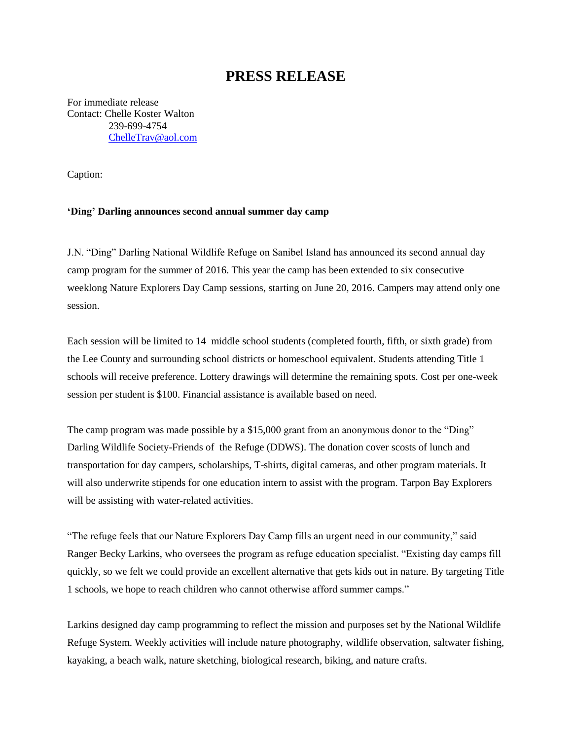# PRESS RELEASE

For immediate release
Contact: Chelle Koster Walton
239-699-4754
ChelleTrav@aol.com

Caption:

**'Ding' Darling announces second annual summer day camp**

J.N. "Ding" Darling National Wildlife Refuge on Sanibel Island has announced its second annual day camp program for the summer of 2016. This year the camp has been extended to six consecutive weeklong Nature Explorers Day Camp sessions, starting on June 20, 2016. Campers may attend only one session.

Each session will be limited to 14  middle school students (completed fourth, fifth, or sixth grade) from the Lee County and surrounding school districts or homeschool equivalent. Students attending Title 1 schools will receive preference. Lottery drawings will determine the remaining spots. Cost per one-week session per student is $100. Financial assistance is available based on need.

The camp program was made possible by a $15,000 grant from an anonymous donor to the "Ding" Darling Wildlife Society-Friends of  the Refuge (DDWS). The donation cover scosts of lunch and transportation for day campers, scholarships, T-shirts, digital cameras, and other program materials. It will also underwrite stipends for one education intern to assist with the program. Tarpon Bay Explorers will be assisting with water-related activities.

"The refuge feels that our Nature Explorers Day Camp fills an urgent need in our community," said Ranger Becky Larkins, who oversees the program as refuge education specialist. "Existing day camps fill quickly, so we felt we could provide an excellent alternative that gets kids out in nature. By targeting Title 1 schools, we hope to reach children who cannot otherwise afford summer camps."

Larkins designed day camp programming to reflect the mission and purposes set by the National Wildlife Refuge System. Weekly activities will include nature photography, wildlife observation, saltwater fishing, kayaking, a beach walk, nature sketching, biological research, biking, and nature crafts.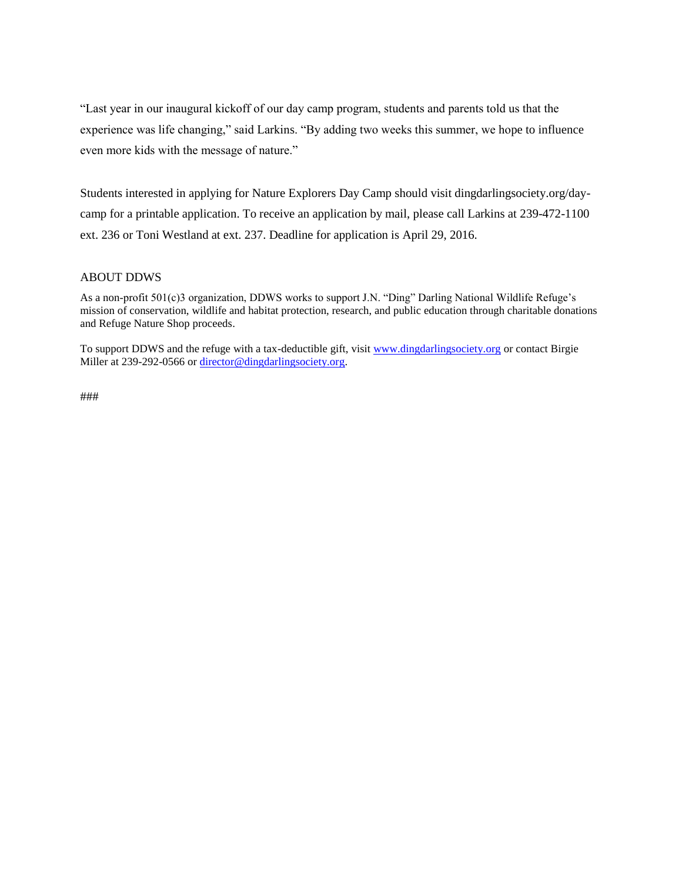"Last year in our inaugural kickoff of our day camp program, students and parents told us that the experience was life changing," said Larkins. "By adding two weeks this summer, we hope to influence even more kids with the message of nature."

Students interested in applying for Nature Explorers Day Camp should visit dingdarlingsociety.org/day-camp for a printable application. To receive an application by mail, please call Larkins at 239-472-1100 ext. 236 or Toni Westland at ext. 237. Deadline for application is April 29, 2016.

ABOUT DDWS

As a non-profit 501(c)3 organization, DDWS works to support J.N. "Ding" Darling National Wildlife Refuge's mission of conservation, wildlife and habitat protection, research, and public education through charitable donations and Refuge Nature Shop proceeds.

To support DDWS and the refuge with a tax-deductible gift, visit www.dingdarlingsociety.org or contact Birgie Miller at 239-292-0566 or director@dingdarlingsociety.org.

###